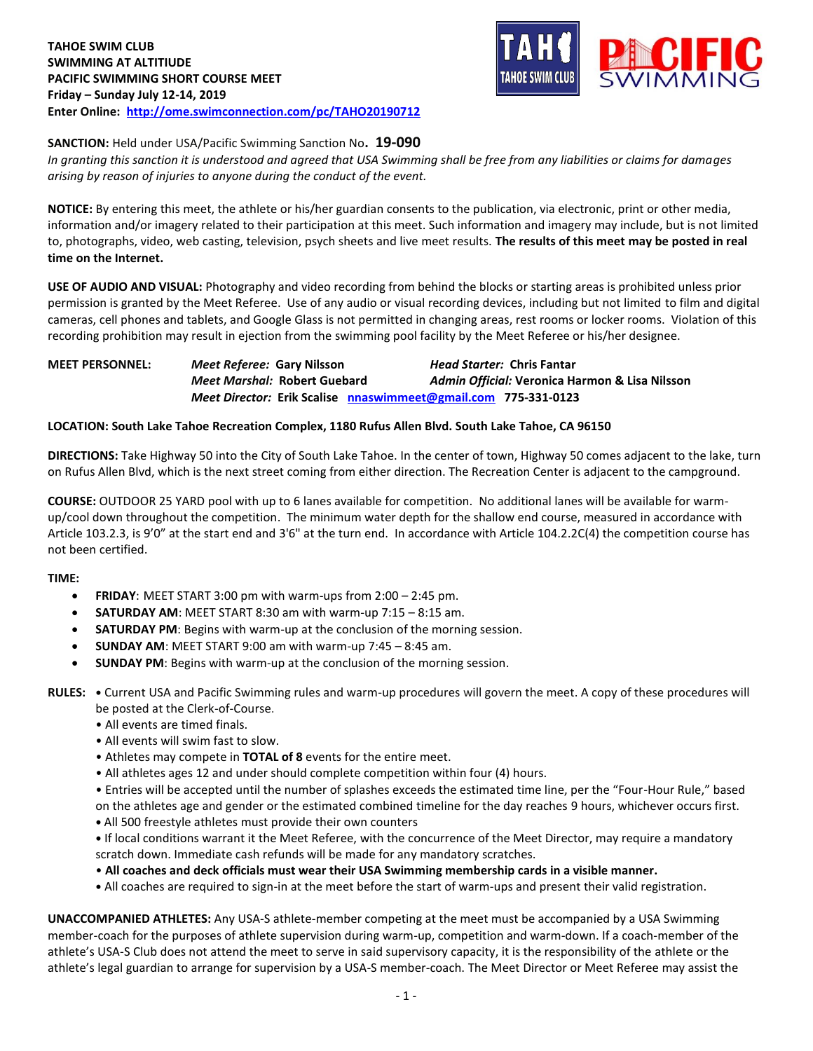**TAHOE SWIM CLUB**
**SWIMMING AT ALTITIUDE**
**PACIFIC SWIMMING SHORT COURSE MEET**
**Friday – Sunday July 12-14, 2019**
**Enter Online: [http://ome.swimconnection.com/pc/TAHO20190712](http://ome.swimconnection.com/pc/TAHO20190712)**

**SANCTION:** Held under USA/Pacific Swimming Sanction No**. 19-090**
*In granting this sanction it is understood and agreed that USA Swimming shall be free from any liabilities or claims for damages arising by reason of injuries to anyone during the conduct of the event.*

**NOTICE:** By entering this meet, the athlete or his/her guardian consents to the publication, via electronic, print or other media, information and/or imagery related to their participation at this meet. Such information and imagery may include, but is not limited to, photographs, video, web casting, television, psych sheets and live meet results. **The results of this meet may be posted in real time on the Internet.**

**USE OF AUDIO AND VISUAL:** Photography and video recording from behind the blocks or starting areas is prohibited unless prior permission is granted by the Meet Referee. Use of any audio or visual recording devices, including but not limited to film and digital cameras, cell phones and tablets, and Google Glass is not permitted in changing areas, rest rooms or locker rooms. Violation of this recording prohibition may result in ejection from the swimming pool facility by the Meet Referee or his/her designee.

**MEET PERSONNEL:**
- ***Meet Referee:*** **Gary Nilsson**
- ***Head Starter:*** **Chris Fantar**
- ***Meet Marshal:*** **Robert Guebard**
- ***Admin Official:*** **Veronica Harmon & Lisa Nilsson**
- ***Meet Director:*** **Erik Scalise [nnaswimmeet@gmail.com](mailto:nnaswimmeet@gmail.com) 775-331-0123**

**LOCATION: South Lake Tahoe Recreation Complex, 1180 Rufus Allen Blvd. South Lake Tahoe, CA 96150**

**DIRECTIONS:** Take Highway 50 into the City of South Lake Tahoe. In the center of town, Highway 50 comes adjacent to the lake, turn on Rufus Allen Blvd, which is the next street coming from either direction. The Recreation Center is adjacent to the campground.

**COURSE:** OUTDOOR 25 YARD pool with up to 6 lanes available for competition. No additional lanes will be available for warm-up/cool down throughout the competition. The minimum water depth for the shallow end course, measured in accordance with Article 103.2.3, is 9'0" at the start end and 3'6" at the turn end. In accordance with Article 104.2.2C(4) the competition course has not been certified.

**TIME:**
- **FRIDAY**: MEET START 3:00 pm with warm-ups from 2:00 – 2:45 pm.
- **SATURDAY AM**: MEET START 8:30 am with warm-up 7:15 – 8:15 am.
- **SATURDAY PM**: Begins with warm-up at the conclusion of the morning session.
- **SUNDAY AM**: MEET START 9:00 am with warm-up 7:45 – 8:45 am.
- **SUNDAY PM**: Begins with warm-up at the conclusion of the morning session.

**RULES:**
- Current USA and Pacific Swimming rules and warm-up procedures will govern the meet. A copy of these procedures will be posted at the Clerk-of-Course.
- All events are timed finals.
- All events will swim fast to slow.
- Athletes may compete in **TOTAL of 8** events for the entire meet.
- All athletes ages 12 and under should complete competition within four (4) hours.
- Entries will be accepted until the number of splashes exceeds the estimated time line, per the "Four-Hour Rule," based on the athletes age and gender or the estimated combined timeline for the day reaches 9 hours, whichever occurs first.
- All 500 freestyle athletes must provide their own counters
- If local conditions warrant it the Meet Referee, with the concurrence of the Meet Director, may require a mandatory scratch down. Immediate cash refunds will be made for any mandatory scratches.
- **All coaches and deck officials must wear their USA Swimming membership cards in a visible manner.**
- All coaches are required to sign-in at the meet before the start of warm-ups and present their valid registration.

**UNACCOMPANIED ATHLETES:** Any USA-S athlete-member competing at the meet must be accompanied by a USA Swimming member-coach for the purposes of athlete supervision during warm-up, competition and warm-down. If a coach-member of the athlete's USA-S Club does not attend the meet to serve in said supervisory capacity, it is the responsibility of the athlete or the athlete's legal guardian to arrange for supervision by a USA-S member-coach. The Meet Director or Meet Referee may assist the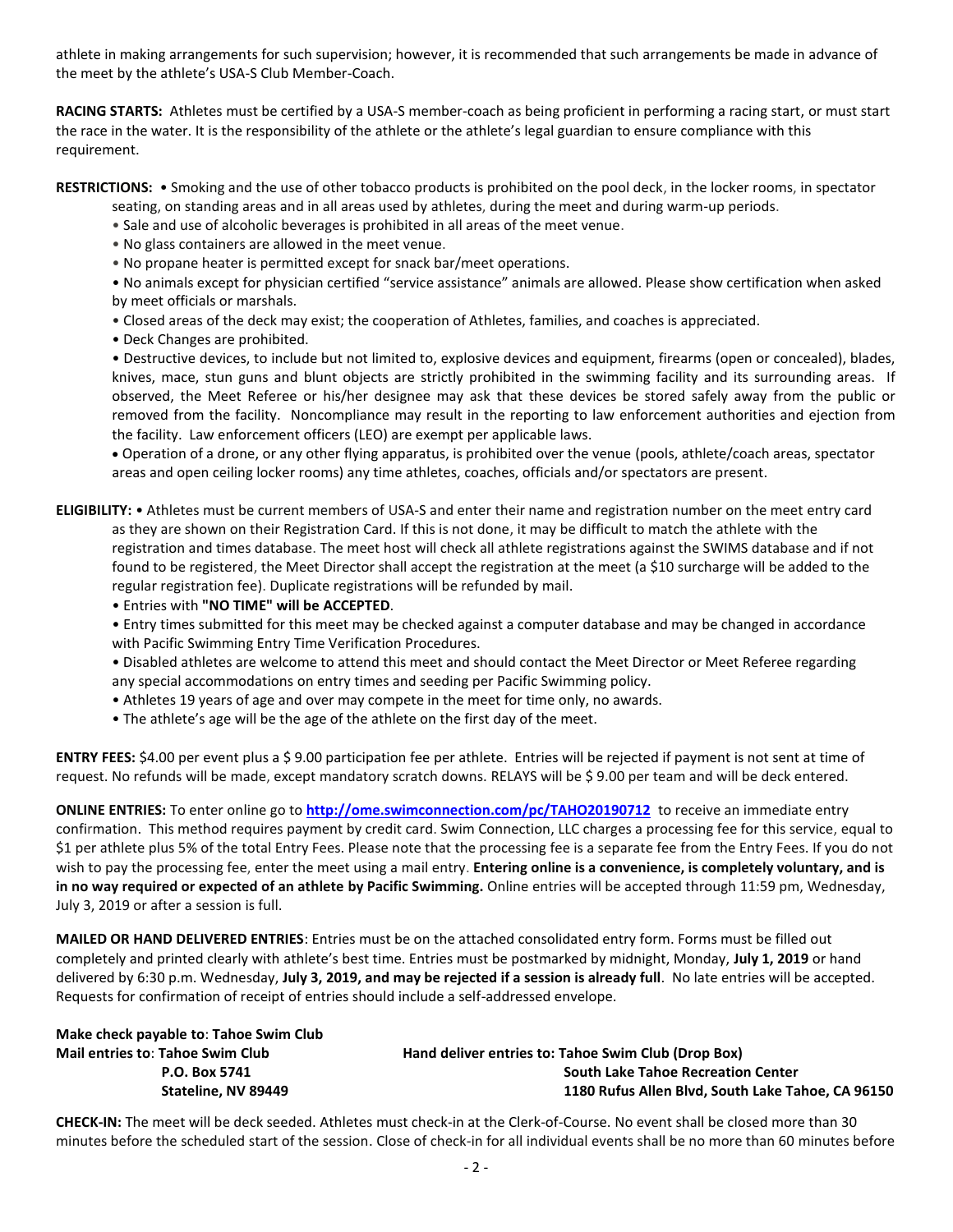athlete in making arrangements for such supervision; however, it is recommended that such arrangements be made in advance of the meet by the athlete's USA-S Club Member-Coach.

**RACING STARTS:** Athletes must be certified by a USA-S member-coach as being proficient in performing a racing start, or must start the race in the water. It is the responsibility of the athlete or the athlete's legal guardian to ensure compliance with this requirement.

**RESTRICTIONS:**
- Smoking and the use of other tobacco products is prohibited on the pool deck, in the locker rooms, in spectator seating, on standing areas and in all areas used by athletes, during the meet and during warm-up periods.
- Sale and use of alcoholic beverages is prohibited in all areas of the meet venue.
- No glass containers are allowed in the meet venue.
- No propane heater is permitted except for snack bar/meet operations.
- No animals except for physician certified "service assistance" animals are allowed. Please show certification when asked by meet officials or marshals.
- Closed areas of the deck may exist; the cooperation of Athletes, families, and coaches is appreciated.
- Deck Changes are prohibited.
- Destructive devices, to include but not limited to, explosive devices and equipment, firearms (open or concealed), blades, knives, mace, stun guns and blunt objects are strictly prohibited in the swimming facility and its surrounding areas. If observed, the Meet Referee or his/her designee may ask that these devices be stored safely away from the public or removed from the facility. Noncompliance may result in the reporting to law enforcement authorities and ejection from the facility. Law enforcement officers (LEO) are exempt per applicable laws.
- Operation of a drone, or any other flying apparatus, is prohibited over the venue (pools, athlete/coach areas, spectator areas and open ceiling locker rooms) any time athletes, coaches, officials and/or spectators are present.

**ELIGIBILITY:**
- Athletes must be current members of USA-S and enter their name and registration number on the meet entry card as they are shown on their Registration Card. If this is not done, it may be difficult to match the athlete with the registration and times database. The meet host will check all athlete registrations against the SWIMS database and if not found to be registered, the Meet Director shall accept the registration at the meet (a $10 surcharge will be added to the regular registration fee). Duplicate registrations will be refunded by mail.
- Entries with **"NO TIME" will be ACCEPTED**.
- Entry times submitted for this meet may be checked against a computer database and may be changed in accordance with Pacific Swimming Entry Time Verification Procedures.
- Disabled athletes are welcome to attend this meet and should contact the Meet Director or Meet Referee regarding any special accommodations on entry times and seeding per Pacific Swimming policy.
- Athletes 19 years of age and over may compete in the meet for time only, no awards.
- The athlete's age will be the age of the athlete on the first day of the meet.

**ENTRY FEES:** $4.00 per event plus a $ 9.00 participation fee per athlete. Entries will be rejected if payment is not sent at time of request. No refunds will be made, except mandatory scratch downs. RELAYS will be $ 9.00 per team and will be deck entered.

**ONLINE ENTRIES:** To enter online go to **http://ome.swimconnection.com/pc/TAHO20190712** to receive an immediate entry confirmation. This method requires payment by credit card. Swim Connection, LLC charges a processing fee for this service, equal to $1 per athlete plus 5% of the total Entry Fees. Please note that the processing fee is a separate fee from the Entry Fees. If you do not wish to pay the processing fee, enter the meet using a mail entry. **Entering online is a convenience, is completely voluntary, and is in no way required or expected of an athlete by Pacific Swimming.** Online entries will be accepted through 11:59 pm, Wednesday, July 3, 2019 or after a session is full.

**MAILED OR HAND DELIVERED ENTRIES**: Entries must be on the attached consolidated entry form. Forms must be filled out completely and printed clearly with athlete's best time. Entries must be postmarked by midnight, Monday, **July 1, 2019** or hand delivered by 6:30 p.m. Wednesday, **July 3, 2019, and may be rejected if a session is already full**. No late entries will be accepted. Requests for confirmation of receipt of entries should include a self-addressed envelope.

**Make check payable to**: **Tahoe Swim Club**

**Mail entries to**: **Tahoe Swim Club**
**P.O. Box 5741**
**Stateline, NV 89449**

**Hand deliver entries to: Tahoe Swim Club (Drop Box)**
**South Lake Tahoe Recreation Center**
**1180 Rufus Allen Blvd, South Lake Tahoe, CA 96150**

**CHECK-IN:** The meet will be deck seeded. Athletes must check-in at the Clerk-of-Course. No event shall be closed more than 30 minutes before the scheduled start of the session. Close of check-in for all individual events shall be no more than 60 minutes before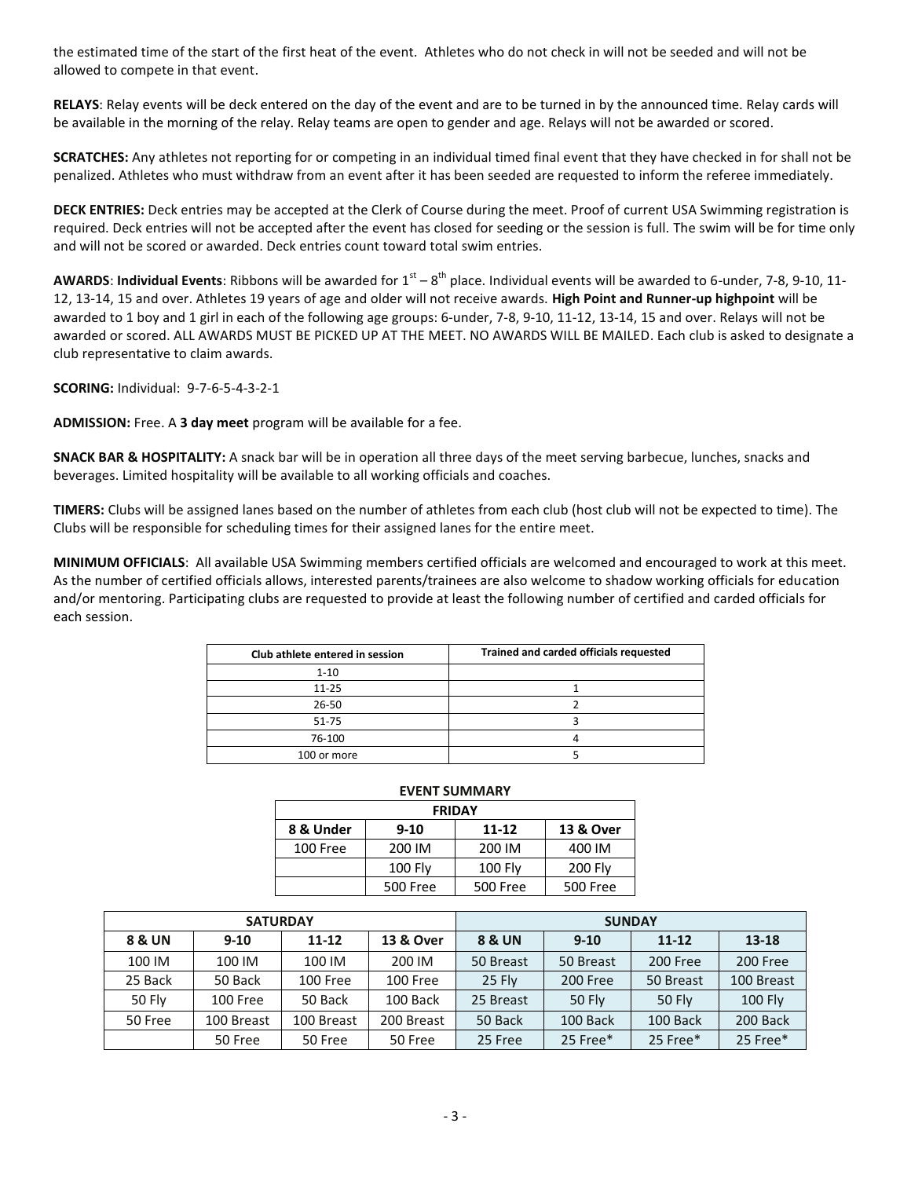the estimated time of the start of the first heat of the event. Athletes who do not check in will not be seeded and will not be allowed to compete in that event.

**RELAYS**: Relay events will be deck entered on the day of the event and are to be turned in by the announced time. Relay cards will be available in the morning of the relay. Relay teams are open to gender and age. Relays will not be awarded or scored.

**SCRATCHES:** Any athletes not reporting for or competing in an individual timed final event that they have checked in for shall not be penalized. Athletes who must withdraw from an event after it has been seeded are requested to inform the referee immediately.

**DECK ENTRIES:** Deck entries may be accepted at the Clerk of Course during the meet. Proof of current USA Swimming registration is required. Deck entries will not be accepted after the event has closed for seeding or the session is full. The swim will be for time only and will not be scored or awarded. Deck entries count toward total swim entries.

**AWARDS**: **Individual Events**: Ribbons will be awarded for 1st – 8th place. Individual events will be awarded to 6-under, 7-8, 9-10, 11-12, 13-14, 15 and over. Athletes 19 years of age and older will not receive awards. **High Point and Runner-up highpoint** will be awarded to 1 boy and 1 girl in each of the following age groups: 6-under, 7-8, 9-10, 11-12, 13-14, 15 and over. Relays will not be awarded or scored. ALL AWARDS MUST BE PICKED UP AT THE MEET. NO AWARDS WILL BE MAILED. Each club is asked to designate a club representative to claim awards.

**SCORING:** Individual: 9-7-6-5-4-3-2-1

**ADMISSION:** Free. A **3 day meet** program will be available for a fee.

**SNACK BAR & HOSPITALITY:** A snack bar will be in operation all three days of the meet serving barbecue, lunches, snacks and beverages. Limited hospitality will be available to all working officials and coaches.

**TIMERS:** Clubs will be assigned lanes based on the number of athletes from each club (host club will not be expected to time). The Clubs will be responsible for scheduling times for their assigned lanes for the entire meet.

**MINIMUM OFFICIALS**: All available USA Swimming members certified officials are welcomed and encouraged to work at this meet. As the number of certified officials allows, interested parents/trainees are also welcome to shadow working officials for education and/or mentoring. Participating clubs are requested to provide at least the following number of certified and carded officials for each session.

| Club athlete entered in session | Trained and carded officials requested |
|---|---|
| 1-10 | |
| 11-25 | 1 |
| 26-50 | 2 |
| 51-75 | 3 |
| 76-100 | 4 |
| 100 or more | 5 |

**EVENT SUMMARY**

| FRIDAY | | | |
|---|---|---|---|
| **8 & Under** | **9-10** | **11-12** | **13 & Over** |
| 100 Free | 200 IM | 200 IM | 400 IM |
| | 100 Fly | 100 Fly | 200 Fly |
| | 500 Free | 500 Free | 500 Free |

| SATURDAY | | | | SUNDAY | | | |
|---|---|---|---|---|---|---|---|
| **8 & UN** | **9-10** | **11-12** | **13 & Over** | **8 & UN** | **9-10** | **11-12** | **13-18** |
| 100 IM | 100 IM | 100 IM | 200 IM | 50 Breast | 50 Breast | 200 Free | 200 Free |
| 25 Back | 50 Back | 100 Free | 100 Free | 25 Fly | 200 Free | 50 Breast | 100 Breast |
| 50 Fly | 100 Free | 50 Back | 100 Back | 25 Breast | 50 Fly | 50 Fly | 100 Fly |
| 50 Free | 100 Breast | 100 Breast | 200 Breast | 50 Back | 100 Back | 100 Back | 200 Back |
| | 50 Free | 50 Free | 50 Free | 25 Free | 25 Free* | 25 Free* | 25 Free* |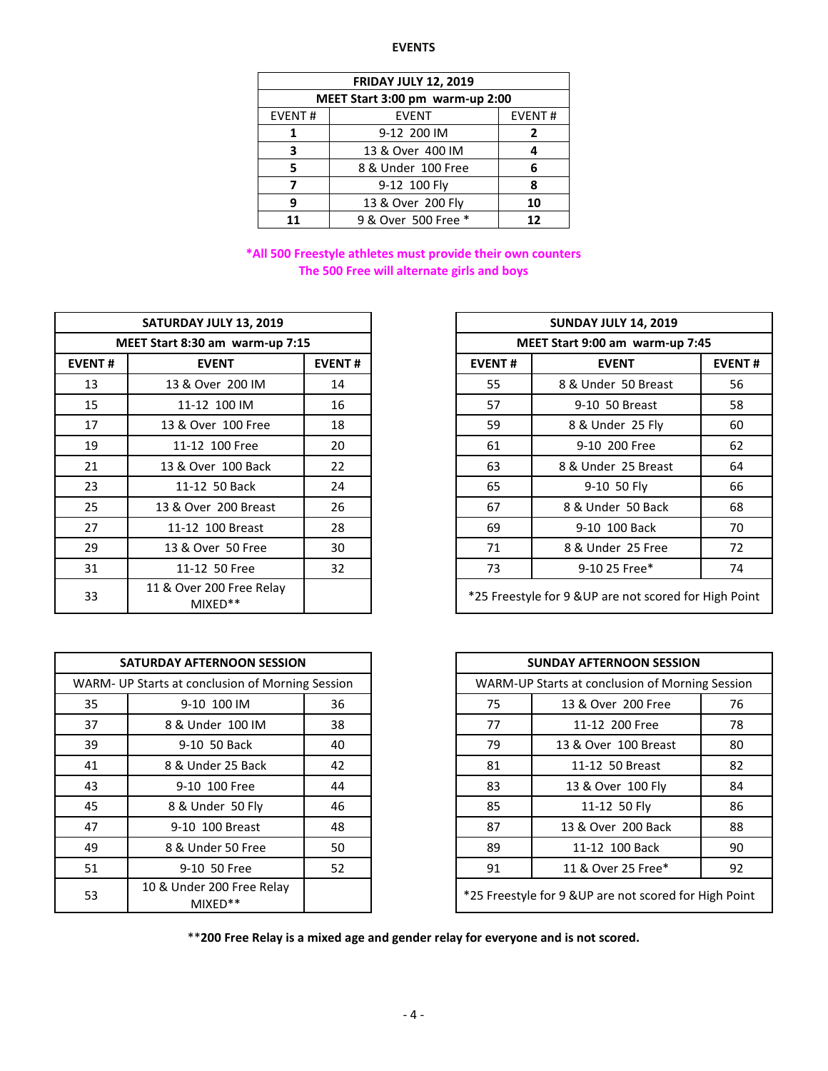# EVENTS

| FRIDAY JULY 12, 2019 | | |
|---|---|---|
| MEET Start 3:00 pm warm-up 2:00 | | |
| EVENT # | EVENT | EVENT # |
| **1** | 9-12 200 IM | **2** |
| **3** | 13 & Over 400 IM | **4** |
| **5** | 8 & Under 100 Free | **6** |
| **7** | 9-12 100 Fly | **8** |
| **9** | 13 & Over 200 Fly | **10** |
| **11** | 9 & Over 500 Free * | **12** |

**\*All 500 Freestyle athletes must provide their own counters**
**The 500 Free will alternate girls and boys**

| SATURDAY JULY 13, 2019 | | |
|---|---|---|
| MEET Start 8:30 am warm-up 7:15 | | |
| EVENT # | EVENT | EVENT # |
| 13 | 13 & Over 200 IM | 14 |
| 15 | 11-12 100 IM | 16 |
| 17 | 13 & Over 100 Free | 18 |
| 19 | 11-12 100 Free | 20 |
| 21 | 13 & Over 100 Back | 22 |
| 23 | 11-12 50 Back | 24 |
| 25 | 13 & Over 200 Breast | 26 |
| 27 | 11-12 100 Breast | 28 |
| 29 | 13 & Over 50 Free | 30 |
| 31 | 11-12 50 Free | 32 |
| 33 | 11 & Over 200 Free Relay MIXED** | |

| SUNDAY JULY 14, 2019 | | |
|---|---|---|
| MEET Start 9:00 am warm-up 7:45 | | |
| EVENT # | EVENT | EVENT # |
| 55 | 8 & Under 50 Breast | 56 |
| 57 | 9-10 50 Breast | 58 |
| 59 | 8 & Under 25 Fly | 60 |
| 61 | 9-10 200 Free | 62 |
| 63 | 8 & Under 25 Breast | 64 |
| 65 | 9-10 50 Fly | 66 |
| 67 | 8 & Under 50 Back | 68 |
| 69 | 9-10 100 Back | 70 |
| 71 | 8 & Under 25 Free | 72 |
| 73 | 9-10 25 Free* | 74 |
| *25 Freestyle for 9 &UP are not scored for High Point | | |

| SATURDAY AFTERNOON SESSION | | |
|---|---|---|
| WARM- UP Starts at conclusion of Morning Session | | |
| 35 | 9-10 100 IM | 36 |
| 37 | 8 & Under 100 IM | 38 |
| 39 | 9-10 50 Back | 40 |
| 41 | 8 & Under 25 Back | 42 |
| 43 | 9-10 100 Free | 44 |
| 45 | 8 & Under 50 Fly | 46 |
| 47 | 9-10 100 Breast | 48 |
| 49 | 8 & Under 50 Free | 50 |
| 51 | 9-10 50 Free | 52 |
| 53 | 10 & Under 200 Free Relay MIXED** | |

| SUNDAY AFTERNOON SESSION | | |
|---|---|---|
| WARM-UP Starts at conclusion of Morning Session | | |
| 75 | 13 & Over 200 Free | 76 |
| 77 | 11-12 200 Free | 78 |
| 79 | 13 & Over 100 Breast | 80 |
| 81 | 11-12 50 Breast | 82 |
| 83 | 13 & Over 100 Fly | 84 |
| 85 | 11-12 50 Fly | 86 |
| 87 | 13 & Over 200 Back | 88 |
| 89 | 11-12 100 Back | 90 |
| 91 | 11 & Over 25 Free* | 92 |
| *25 Freestyle for 9 &UP are not scored for High Point | | |

**\*\*200 Free Relay is a mixed age and gender relay for everyone and is not scored.**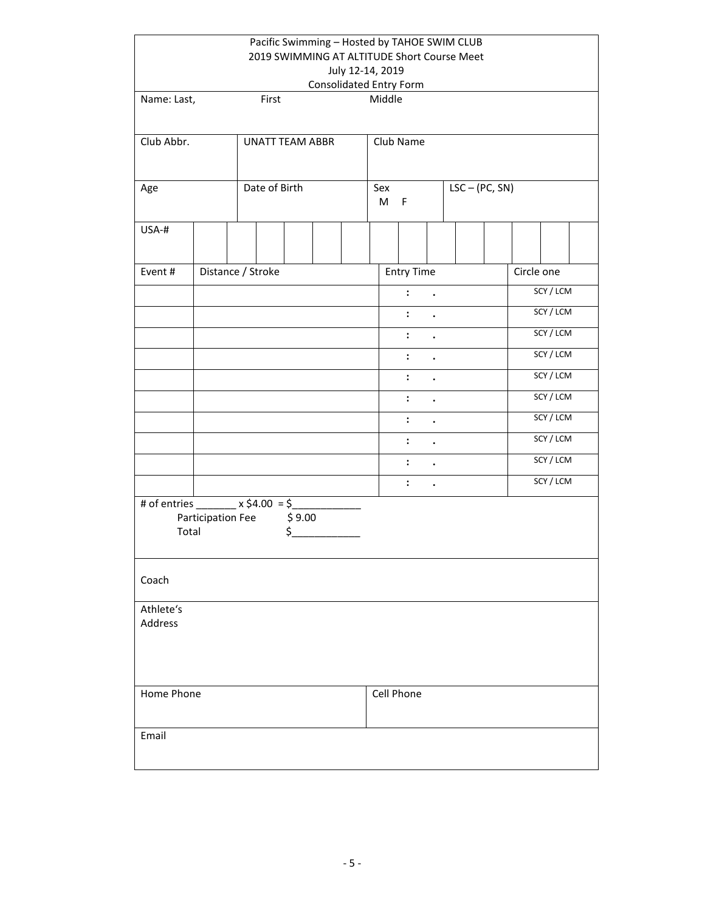Pacific Swimming – Hosted by TAHOE SWIM CLUB
2019 SWIMMING AT ALTITUDE Short Course Meet
July 12-14, 2019
Consolidated Entry Form

| | | | |
|---|---|---|---|
| Name: Last, | First | Middle | |
| Club Abbr. | UNATT TEAM ABBR | Club Name | |
| Age | Date of Birth | Sex M F | LSC – (PC, SN) |

| | | | | | | | | | | | | | |
|---|---|---|---|---|---|---|---|---|---|---|---|---|---|
| USA-# | | | | | | | | | | | | | |

| Event # | Distance / Stroke | Entry Time | Circle one |
|---|---|---|---|
| | | : . | SCY / LCM |
| | | : . | SCY / LCM |
| | | : . | SCY / LCM |
| | | : . | SCY / LCM |
| | | : . | SCY / LCM |
| | | : . | SCY / LCM |
| | | : . | SCY / LCM |
| | | : . | SCY / LCM |
| | | : . | SCY / LCM |
| | | : . | SCY / LCM |

# of entries _______ x $4.00 = $____________
Participation Fee $ 9.00
Total $____________

Coach

Athlete's Address

| | |
|---|---|
| Home Phone | Cell Phone |

Email